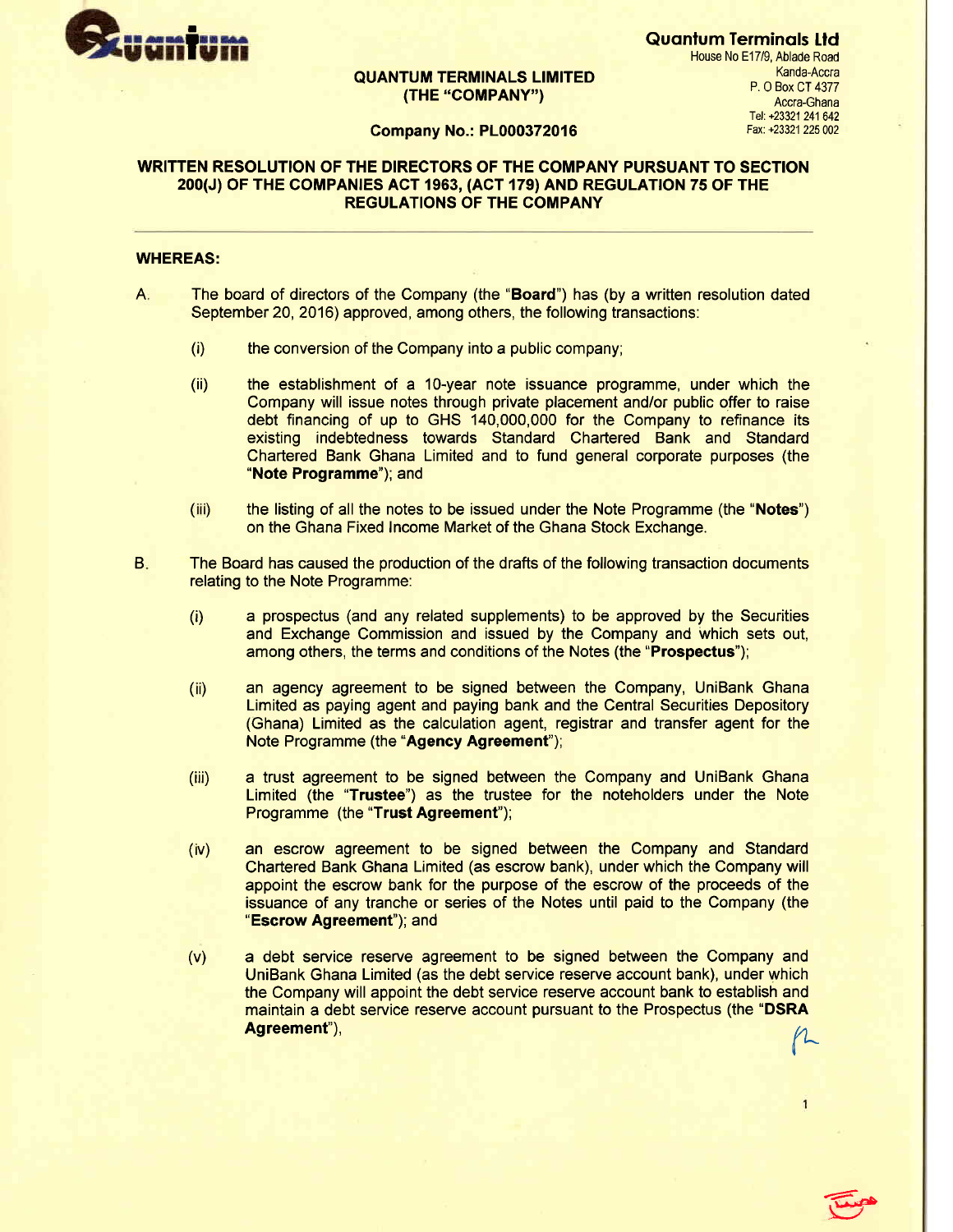**Quantum Terminals Ltd**
House No E17/9, Ablade Road
Kanda-Accra
P. O Box CT 4377
Accra-Ghana
Tel: +23321 241 642
Fax: +23321 225 002

**QUANTUM TERMINALS LIMITED**
**(THE "COMPANY")**

**Company No.: PL000372016**

**WRITTEN RESOLUTION OF THE DIRECTORS OF THE COMPANY PURSUANT TO SECTION 200(J) OF THE COMPANIES ACT 1963, (ACT 179) AND REGULATION 75 OF THE REGULATIONS OF THE COMPANY**

---

**WHEREAS:**

A. The board of directors of the Company (the "**Board**") has (by a written resolution dated September 20, 2016) approved, among others, the following transactions:

 (i) the conversion of the Company into a public company;

 (ii) the establishment of a 10-year note issuance programme, under which the Company will issue notes through private placement and/or public offer to raise debt financing of up to GHS 140,000,000 for the Company to refinance its existing indebtedness towards Standard Chartered Bank and Standard Chartered Bank Ghana Limited and to fund general corporate purposes (the "**Note Programme**"); and

 (iii) the listing of all the notes to be issued under the Note Programme (the "**Notes**") on the Ghana Fixed Income Market of the Ghana Stock Exchange.

B. The Board has caused the production of the drafts of the following transaction documents relating to the Note Programme:

 (i) a prospectus (and any related supplements) to be approved by the Securities and Exchange Commission and issued by the Company and which sets out, among others, the terms and conditions of the Notes (the "**Prospectus**");

 (ii) an agency agreement to be signed between the Company, UniBank Ghana Limited as paying agent and paying bank and the Central Securities Depository (Ghana) Limited as the calculation agent, registrar and transfer agent for the Note Programme (the "**Agency Agreement**");

 (iii) a trust agreement to be signed between the Company and UniBank Ghana Limited (the "**Trustee**") as the trustee for the noteholders under the Note Programme (the "**Trust Agreement**");

 (iv) an escrow agreement to be signed between the Company and Standard Chartered Bank Ghana Limited (as escrow bank), under which the Company will appoint the escrow bank for the purpose of the escrow of the proceeds of the issuance of any tranche or series of the Notes until paid to the Company (the "**Escrow Agreement**"); and

 (v) a debt service reserve agreement to be signed between the Company and UniBank Ghana Limited (as the debt service reserve account bank), under which the Company will appoint the debt service reserve account bank to establish and maintain a debt service reserve account pursuant to the Prospectus (the "**DSRA Agreement**"),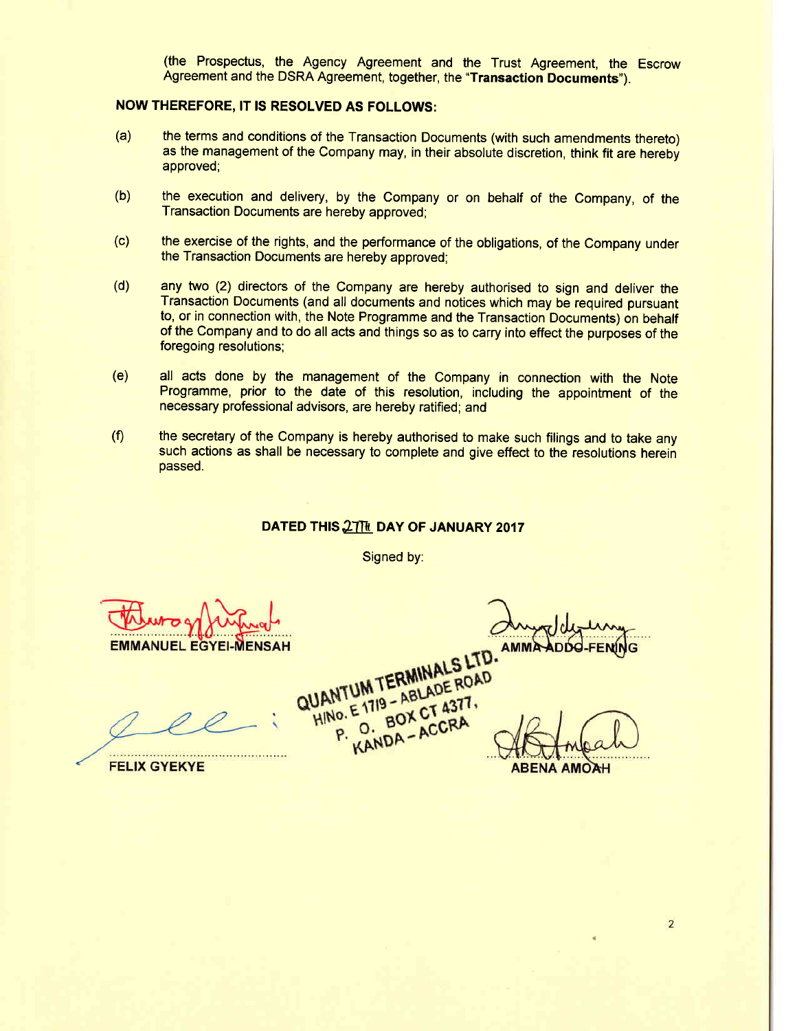(the Prospectus, the Agency Agreement and the Trust Agreement, the Escrow Agreement and the DSRA Agreement, together, the "**Transaction Documents**").

**NOW THEREFORE, IT IS RESOLVED AS FOLLOWS:**

(a) the terms and conditions of the Transaction Documents (with such amendments thereto) as the management of the Company may, in their absolute discretion, think fit are hereby approved;

(b) the execution and delivery, by the Company or on behalf of the Company, of the Transaction Documents are hereby approved;

(c) the exercise of the rights, and the performance of the obligations, of the Company under the Transaction Documents are hereby approved;

(d) any two (2) directors of the Company are hereby authorised to sign and deliver the Transaction Documents (and all documents and notices which may be required pursuant to, or in connection with, the Note Programme and the Transaction Documents) on behalf of the Company and to do all acts and things so as to carry into effect the purposes of the foregoing resolutions;

(e) all acts done by the management of the Company in connection with the Note Programme, prior to the date of this resolution, including the appointment of the necessary professional advisors, are hereby ratified; and

(f) the secretary of the Company is hereby authorised to make such filings and to take any such actions as shall be necessary to complete and give effect to the resolutions herein passed.

**DATED THIS 27th DAY OF JANUARY 2017**

Signed by:

EMMANUEL EGYEI-MENSAH

AMMA ADDO-FENING

QUANTUM TERMINALS LTD.
H/No. E 17/9 - ABLADE ROAD
P. O. BOX CT 4377,
KANDA - ACCRA

FELIX GYEKYE

ABENA AMOAH